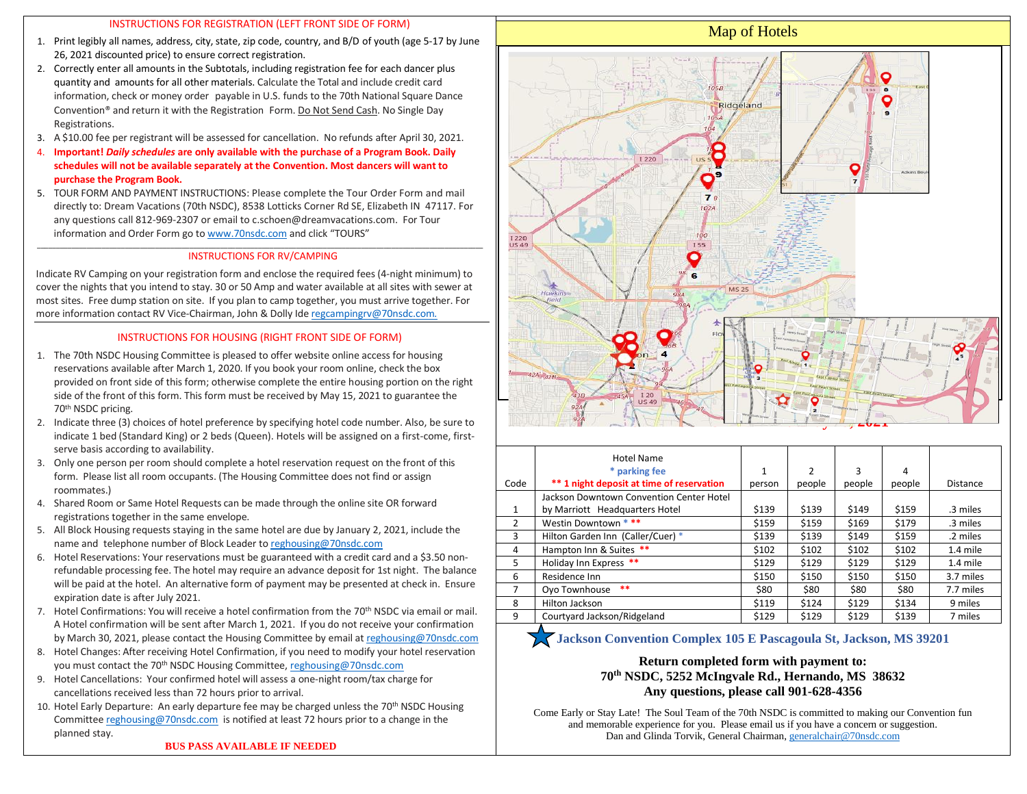### INSTRUCTIONS FOR REGISTRATION (LEFT FRONT SIDE OF FORM)

1. Print legibly all names, address, city, state, zip code, country, and B/D of youth (age 5-17 by June 26, 2021 discounted price) to ensure correct registration.
2. Correctly enter all amounts in the Subtotals, including registration fee for each dancer plus quantity and amounts for all other materials. Calculate the Total and include credit card information, check or money order payable in U.S. funds to the 70th National Square Dance Convention® and return it with the Registration Form. Do Not Send Cash. No Single Day Registrations.
3. A $10.00 fee per registrant will be assessed for cancellation. No refunds after April 30, 2021.
4. **Important! *Daily schedules* are only available with the purchase of a Program Book. Daily schedules will not be available separately at the Convention. Most dancers will want to purchase the Program Book.**
5. TOUR FORM AND PAYMENT INSTRUCTIONS: Please complete the Tour Order Form and mail directly to: Dream Vacations (70th NSDC), 8538 Lotticks Corner Rd SE, Elizabeth IN 47117. For any questions call 812-969-2307 or email to c.schoen@dreamvacations.com. For Tour information and Order Form go to www.70nsdc.com and click "TOURS"

### INSTRUCTIONS FOR RV/CAMPING

Indicate RV Camping on your registration form and enclose the required fees (4-night minimum) to cover the nights that you intend to stay. 30 or 50 Amp and water available at all sites with sewer at most sites. Free dump station on site. If you plan to camp together, you must arrive together. For more information contact RV Vice-Chairman, John & Dolly Ide regcampingrv@70nsdc.com.

### INSTRUCTIONS FOR HOUSING (RIGHT FRONT SIDE OF FORM)

1. The 70th NSDC Housing Committee is pleased to offer website online access for housing reservations available after March 1, 2020. If you book your room online, check the box provided on front side of this form; otherwise complete the entire housing portion on the right side of the front of this form. This form must be received by May 15, 2021 to guarantee the 70th NSDC pricing.
2. Indicate three (3) choices of hotel preference by specifying hotel code number. Also, be sure to indicate 1 bed (Standard King) or 2 beds (Queen). Hotels will be assigned on a first-come, first-serve basis according to availability.
3. Only one person per room should complete a hotel reservation request on the front of this form. Please list all room occupants. (The Housing Committee does not find or assign roommates.)
4. Shared Room or Same Hotel Requests can be made through the online site OR forward registrations together in the same envelope.
5. All Block Housing requests staying in the same hotel are due by January 2, 2021, include the name and telephone number of Block Leader to reghousing@70nsdc.com
6. Hotel Reservations: Your reservations must be guaranteed with a credit card and a $3.50 non-refundable processing fee. The hotel may require an advance deposit for 1st night. The balance will be paid at the hotel. An alternative form of payment may be presented at check in. Ensure expiration date is after July 2021.
7. Hotel Confirmations: You will receive a hotel confirmation from the 70th NSDC via email or mail. A Hotel confirmation will be sent after March 1, 2021. If you do not receive your confirmation by March 30, 2021, please contact the Housing Committee by email at reghousing@70nsdc.com
8. Hotel Changes: After receiving Hotel Confirmation, if you need to modify your hotel reservation you must contact the 70th NSDC Housing Committee, reghousing@70nsdc.com
9. Hotel Cancellations: Your confirmed hotel will assess a one-night room/tax charge for cancellations received less than 72 hours prior to arrival.
10. Hotel Early Departure: An early departure fee may be charged unless the 70th NSDC Housing Committee reghousing@70nsdc.com is notified at least 72 hours prior to a change in the planned stay.

**BUS PASS AVAILABLE IF NEEDED**

## Map of Hotels

| Code | Hotel Name<br>* parking fee<br>** 1 night deposit at time of reservation | 1 person | 2 people | 3 people | 4 people | Distance |
|---|---|---|---|---|---|---|
| 1 | Jackson Downtown Convention Center Hotel by Marriott Headquarters Hotel | $139 | $139 | $149 | $159 | .3 miles |
| 2 | Westin Downtown * ** | $159 | $159 | $169 | $179 | .3 miles |
| 3 | Hilton Garden Inn (Caller/Cuer) * | $139 | $139 | $149 | $159 | .2 miles |
| 4 | Hampton Inn & Suites ** | $102 | $102 | $102 | $102 | 1.4 mile |
| 5 | Holiday Inn Express ** | $129 | $129 | $129 | $129 | 1.4 mile |
| 6 | Residence Inn | $150 | $150 | $150 | $150 | 3.7 miles |
| 7 | Oyo Townhouse ** | $80 | $80 | $80 | $80 | 7.7 miles |
| 8 | Hilton Jackson | $119 | $124 | $129 | $134 | 9 miles |
| 9 | Courtyard Jackson/Ridgeland | $129 | $129 | $129 | $139 | 7 miles |

**Jackson Convention Complex 105 E Pascagoula St, Jackson, MS 39201**

**Return completed form with payment to:**
**70th NSDC, 5252 McIngvale Rd., Hernando, MS 38632**
**Any questions, please call 901-628-4356**

Come Early or Stay Late! The Soul Team of the 70th NSDC is committed to making our Convention fun and memorable experience for you. Please email us if you have a concern or suggestion.
Dan and Glinda Torvik, General Chairman, generalchair@70nsdc.com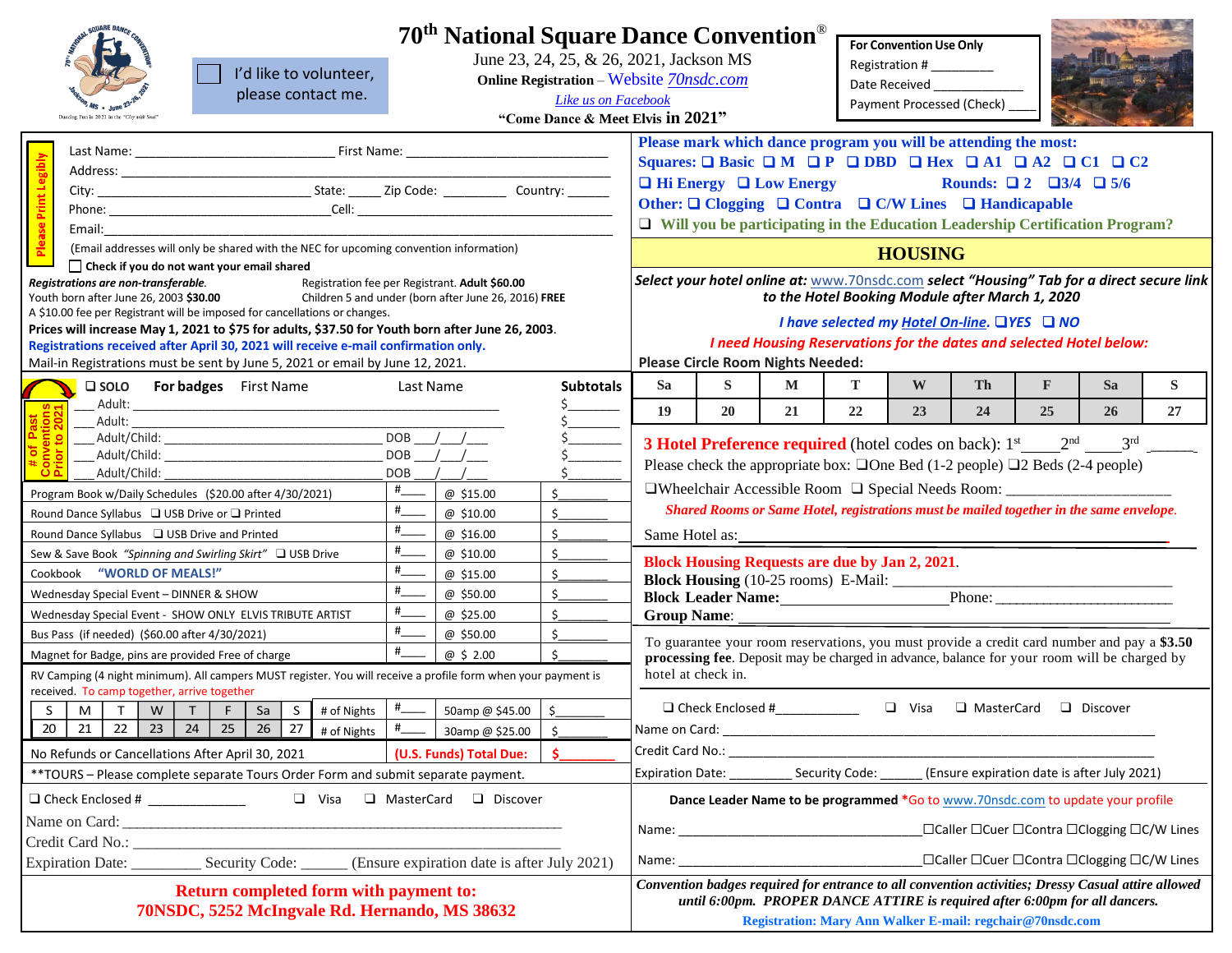I'd like to volunteer, please contact me.

# 70th National Square Dance Convention®

June 23, 24, 25, & 26, 2021, Jackson MS

**Online Registration** – Website *70nsdc.com*

*Like us on Facebook*

**"Come Dance & Meet Elvis in 2021"**

For Convention Use Only
Registration # _________
Date Received _____________
Payment Processed (Check) ____

**Please Print Legibly**

Last Name: ___________________________ First Name: ______________________________
Address: ______________________________________________________________________
City: _________________________ State: _____ Zip Code: _________ Country: ______
Phone: ______________________________ Cell: ______________________________________
Email: ________________________________________________________________________
(Email addresses will only be shared with the NEC for upcoming convention information)
☐ **Check if you do not want your email shared**

***Registrations are non-transferable.*** Registration fee per Registrant. **Adult $60.00**
Youth born after June 26, 2003 **$30.00** Children 5 and under (born after June 26, 2016) **FREE**
A $10.00 fee per Registrant will be imposed for cancellations or changes.
**Prices will increase May 1, 2021 to $75 for adults, $37.50 for Youth born after June 26, 2003.**
**Registrations received after April 30, 2021 will receive e-mail confirmation only.**
Mail-in Registrations must be sent by June 5, 2021 or email by June 12, 2021.

| # of Past Conventions Prior to 2021 | ❑ SOLO **For badges** First Name | Last Name | | | **Subtotals** |
|---|---|---|---|---|---|
| ___ | Adult: | | | | $_______ |
| ___ | Adult: | | | | $_______ |
| ___ | Adult/Child: | DOB ___/___/___ | | | $_______ |
| ___ | Adult/Child: | DOB ___/___/___ | | | $_______ |
| ___ | Adult/Child: | DOB ___/___/___ | | | $_______ |
| | Program Book w/Daily Schedules ($20.00 after 4/30/2021) | | #____ | @ $15.00 | $_______ |
| | Round Dance Syllabus ❑ USB Drive or ❑ Printed | | #____ | @ $10.00 | $_______ |
| | Round Dance Syllabus ❑ USB Drive and Printed | | #____ | @ $16.00 | $_______ |
| | Sew & Save Book *"Spinning and Swirling Skirt"* ❑ USB Drive | | #____ | @ $10.00 | $_______ |
| | Cookbook **"WORLD OF MEALS!"** | | #____ | @ $15.00 | $_______ |
| | Wednesday Special Event – DINNER & SHOW | | #____ | @ $50.00 | $_______ |
| | Wednesday Special Event - SHOW ONLY ELVIS TRIBUTE ARTIST | | #____ | @ $25.00 | $_______ |
| | Bus Pass (if needed) ($60.00 after 4/30/2021) | | #____ | @ $50.00 | $_______ |
| | Magnet for Badge, pins are provided Free of charge | | #____ | @ $ 2.00 | $_______ |

RV Camping (4 night minimum). All campers MUST register. You will receive a profile form when your payment is received. To camp together, arrive together

| S | M | T | W | T | F | Sa | S | | | | |
|---|---|---|---|---|---|---|---|---|---|---|---|
| 20 | 21 | 22 | 23 | 24 | 25 | 26 | 27 | # of Nights | #____ | 50amp @ $45.00 | $_______ |
| | | | | | | | | # of Nights | #____ | 30amp @ $25.00 | $_______ |

No Refunds or Cancellations After April 30, 2021 — **(U.S. Funds) Total Due: $________**

**TOURS – Please complete separate Tours Order Form and submit separate payment.

❑ Check Enclosed # _____________ ❑ Visa ❑ MasterCard ❑ Discover
Name on Card: ____________________________________________________
Credit Card No.: __________________________________________________
Expiration Date: _________ Security Code: ______ (Ensure expiration date is after July 2021)

**Return completed form with payment to:**
**70NSDC, 5252 McIngvale Rd. Hernando, MS 38632**

**Please mark which dance program you will be attending the most:**
**Squares:** ❑ Basic ❑ M ❑ P ❑ DBD ❑ Hex ❑ A1 ❑ A2 ❑ C1 ❑ C2
❑ Hi Energy ❑ Low Energy **Rounds:** ❑ 2 ❑ 3/4 ❑ 5/6
**Other:** ❑ Clogging ❑ Contra ❑ C/W Lines ❑ Handicapable
❑ **Will you be participating in the Education Leadership Certification Program?**

## HOUSING

***Select your hotel online at:*** www.70nsdc.com ***select "Housing" Tab for a direct secure link to the Hotel Booking Module after March 1, 2020***

***I have selected my Hotel On-line.*** ❑ ***YES*** ❑ ***NO***

***I need Housing Reservations for the dates and selected Hotel below:***

**Please Circle Room Nights Needed:**

| Sa | S | M | T | W | Th | F | Sa | S |
|---|---|---|---|---|---|---|---|---|
| 19 | 20 | 21 | 22 | 23 | 24 | 25 | 26 | 27 |

**3 Hotel Preference required** (hotel codes on back): 1st____ 2nd ____ 3rd ______
Please check the appropriate box: ❑One Bed (1-2 people) ❑2 Beds (2-4 people)
❑Wheelchair Accessible Room ❑ Special Needs Room: ____________________
***Shared Rooms or Same Hotel, registrations must be mailed together in the same envelope.***
Same Hotel as: ________________________________________

**Block Housing Requests are due by Jan 2, 2021.**
**Block Housing** (10-25 rooms) E-Mail: ______________________________
**Block Leader Name:** ____________________ Phone: ____________________
**Group Name**: ____________________________________________________

To guarantee your room reservations, you must provide a credit card number and pay a **$3.50 processing fee**. Deposit may be charged in advance, balance for your room will be charged by hotel at check in.

❑ Check Enclosed #___________ ❑ Visa ❑ MasterCard ❑ Discover
Name on Card: ____________________________________________________
Credit Card No.: __________________________________________________
Expiration Date: _________ Security Code: ______ (Ensure expiration date is after July 2021)

**Dance Leader Name to be programmed** *Go to www.70nsdc.com to update your profile

Name: ________________________________ ☐Caller ☐Cuer ☐Contra ☐Clogging ☐C/W Lines
Name: ________________________________ ☐Caller ☐Cuer ☐Contra ☐Clogging ☐C/W Lines

***Convention badges required for entrance to all convention activities; Dressy Casual attire allowed until 6:00pm. PROPER DANCE ATTIRE is required after 6:00pm for all dancers.***

**Registration: Mary Ann Walker E-mail: regchair@70nsdc.com**